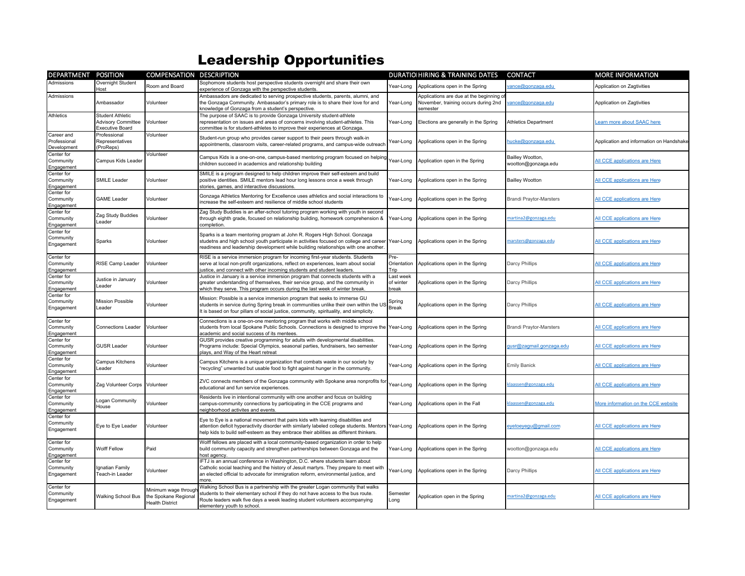# Leadership Opportunities

| DEPARTMENT | POSITION | COMPENSATION | DESCRIPTION | DURATION | HIRING & TRAINING DATES | CONTACT | MORE INFORMATION |
|---|---|---|---|---|---|---|---|
| Admissions | Overnight Student Host | Room and Board | Sophomore students host perspective students overnight and share their own experience of Gonzaga with the perspective students. | Year-Long | Applications open in the Spring | vance@gonzaga.edu | Application on Zagtivities |
| Admissions | Ambassador | Volunteer | Ambassadors are dedicated to serving prospective students, parents, alumni, and the Gonzaga Community. Ambassador's primary role is to share their love for and knowledge of Gonzaga from a student's perspective. | Year-Long | Applications are due at the beginning of November, training occurs during 2nd semester | vance@gonzaga.edu | Application on Zagtivities |
| Athletics | Student Athletic Advisory Committee Executive Board | Volunteer | The purpose of SAAC is to provide Gonzaga University student-athlete representation on issues and areas of concerns involving student-athletes. This committee is for student-athletes to improve their experiences at Gonzaga. | Year-Long | Elections are generally in the Spring | Athletics Department | Learn more about SAAC here |
| Career and Professional Development | Professional Representatives (ProReps) | Volunteer | Student-run group who provides career support to their peers through walk-in appointments, classroom visits, career-related programs, and campus-wide outreach | Year-Long | Applications open in the Spring | hucke@gonzaga.edu | Application and information on Handshake |
| Center for Community Engagement | Campus Kids Leader | Volunteer | Campus Kids is a one-on-one, campus-based mentoring program focused on helping children succeed in academics and relationship building | Year-Long | Application open in the Spring | Bailley Wootton, wootton@gonzaga.edu | All CCE applications are Here |
| Center for Community Engagement | SMILE Leader | Volunteer | SMILE is a program designed to help children improve their self-esteem and build positive identities. SMILE mentors lead hour long lessons once a week through stories, games, and interactive discussions. | Year-Long | Applications open in the Spring | Bailley Wootton | All CCE applications are Here |
| Center for Community Engagement | GAME Leader | Volunteer | Gonzaga Athletics Mentoring for Excellence uses athletics and social interactions to increase the self-esteem and resilience of middle school students | Year-Long | Applications open in the Spring | Brandi Praytor-Marsters | All CCE applications are Here |
| Center for Community Engagement | Zag Study Buddies Leader | Volunteer | Zag Study Buddies is an after-school tutoring program working with youth in second through eighth grade, focused on relationship building, homework comprehension & completion. | Year-Long | Applications open in the Spring | martina2@gonzaga.edu | All CCE applications are Here |
| Center for Community Engagement | Sparks | Volunteer | Sparks is a team mentoring program at John R. Rogers High School. Gonzaga studetns and high school youth participate in activities focused on college and career readiness and leadership development while building relationships with one another. | Year-Long | Applications open in the Spring | marsters@gonzaga.edu | All CCE applications are Here |
| Center for Community Engagement | RISE Camp Leader | Volunteer | RISE is a service immersion program for incoming first-year students. Students serve at local non-profit organizations, reflect on experiences, learn about social justice, and connect with other incoming students and student leaders. | Pre-Orientation Trip | Applications open in the Spring | Darcy Phillips | All CCE applications are Here |
| Center for Community Engagement | Justice in January Leader | Volunteer | Justice in January is a service immersion program that connects students with a greater understanding of themselves, their service group, and the community in which they serve. This program occurs during the last week of winter break. | Last week of winter break | Applications open in the Spring | Darcy Phillips | All CCE applications are Here |
| Center for Community Engagement | Mission Possible Leader | Volunteer | Mission: Possible is a service immersion program that seeks to immerse GU students in service during Spring break in communities unlike their own within the US. It is based on four pillars of social justice, community, spirituality, and simplicity. | Spring Break | Applications open in the Spring | Darcy Phillips | All CCE applications are Here |
| Center for Community Engagement | Connections Leader | Volunteer | Connections is a one-on-one mentoring program that works with middle school students from local Spokane Public Schools. Connections is designed to improve the academic and social success of its mentees. | Year-Long | Applications open in the Spring | Brandi Praytor-Marsters | All CCE applications are Here |
| Center for Community Engagement | GUSR Leader | Volunteer | GUSR provides creative programming for adults with developmental disabilities. Programs include: Special Olympics, seasonal parties, fundraisers, two semester plays, and Way of the Heart retreat | Year-Long | Applications open in the Spring | gusr@zagmail.gonzaga.edu | All CCE applications are Here |
| Center for Community Engagement | Campus Kitchens Leader | Volunteer | Campus Kitchens is a unique organization that combats waste in our society by "recycling" unwanted but usable food to fight against hunger in the community. | Year-Long | Applications open in the Spring | Emily Banick | All CCE applications are Here |
| Center for Community Engagement | Zag Volunteer Corps | Volunteer | ZVC connects members of the Gonzaga community with Spokane area nonprofits for educational and fun service experiences. | Year-Long | Applications open in the Spring | klaassen@gonzaga.edu | All CCE applications are Here |
| Center for Community Engagement | Logan Community House | Volunteer | Residents live in intentional community with one another and focus on building campus-community connections by participating in the CCE programs and neighborhood activites and events. | Year-Long | Applications open in the Fall | klaassen@gonzaga.edu | More information on the CCE website |
| Center for Community Engagement | Eye to Eye Leader | Volunteer | Eye to Eye is a national movement that pairs kids with learning disabilities and attention deficit hyperactivity disorder with similarly labeled college students. Mentors help kids to build self-esteem as they embrace their abilities as different thinkers. | Year-Long | Applications open in the Spring | eyetoeyegu@gmail.com | All CCE applications are Here |
| Center for Community Engagement | Wolff Fellow | Paid | Wolff fellows are placed with a local community-based organization in order to help build community capacity and strengthen partnerships between Gonzaga and the host agency. | Year-Long | Applications open in the Spring | wootton@gonzaga.edu | All CCE applications are Here |
| Center for Community Engagement | Ignatian Family Teach-in Leader | Volunteer | IFTJ is an annual conference in Washington, D.C. where students learn about Catholic social teaching and the history of Jesuit martyrs. They prepare to meet with an elected official to advocate for immigration reform, environmental justice, and more. | Year-Long | Applications open in the Spring | Darcy Phillips | All CCE applications are Here |
| Center for Community Engagement | Walking School Bus | Minimum wage through the Spokane Regional Health District | Walking School Bus is a partnership with the greater Logan community that walks students to their elementary school if they do not have access to the bus route. Route leaders walk five days a week leading student volunteers accompanying elementery youth to school. | Semester Long | Application open in the Spring | martina2@gonzaga.edu | All CCE applications are Here |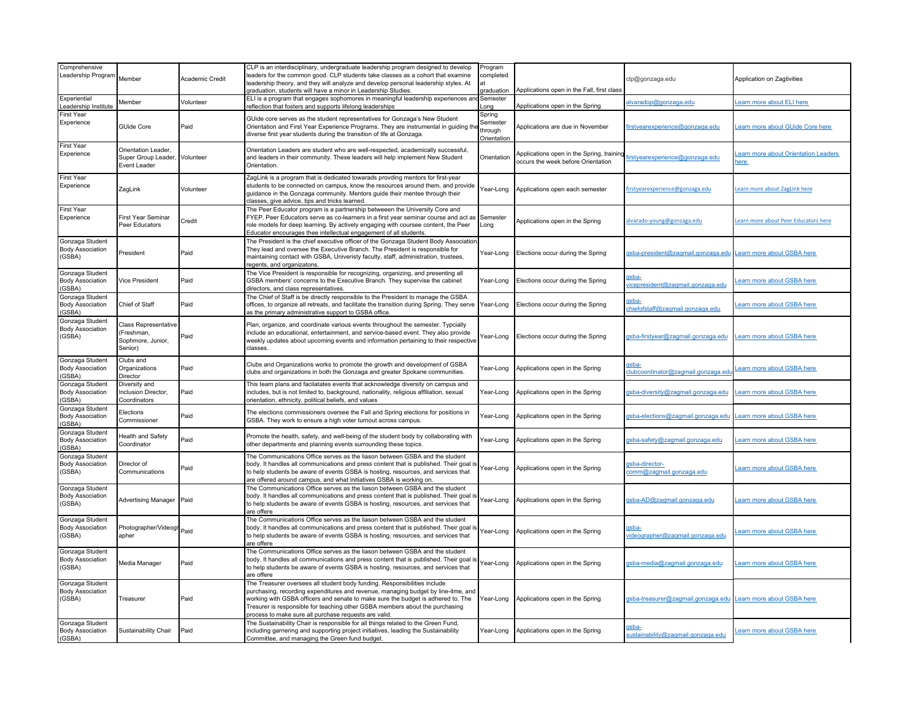| | | | | | | | |
|---|---|---|---|---|---|---|---|
| Comprehensive Leadership Program | Member | Academic Credit | CLP is an interdisciplinary, undergraduate leadership program designed to develop leaders for the common good. CLP students take classes as a cohort that examine leadership theory, and they will analyze and develop personal leadership styles. At graduation, students will have a minor in Leadership Studies. | Program completed at graduation | Applications open in the Fall, first class | clp@gonzaga.edu | Application on Zagtivities |
| Experiential Leadership Institute | Member | Volunteer | ELI is a program that engages sophomores in meaningful leadership experiences and reflection that fosters and supports lifelong leaderships | Semester Long | Applications open in the Spring | alvaradop@gonzaga.edu | Learn more about ELI here |
| First Year Experience | GUide Core | Paid | GUide core serves as the student representatives for Gonzaga's New Student Orientation and First Year Experience Programs. They are instrumental in guiding the diverse first year students during the transition of life at Gonzaga. | Spring Semester through Orientation | Applications are due in November | firstyearexperience@gonzaga.edu | Learn more about GUide Core here |
| First Year Experience | Orientation Leader, Super Group Leader, Event Leader | Volunteer | Orientation Leaders are student who are well-respected, academically successful, and leaders in their community. These leaders will help implement New Student Orientation. | Orientation | Applications open in the Spring, training occurs the week before Orientation | firstyearexperience@gonzaga.edu | Learn more about Orientation Leaders here |
| First Year Experience | ZagLink | Volunteer | ZagLink is a program that is dedicated towards provding mentors for first-year students to be connected on campus, know the resources around them, and provide guidance in the Gonzaga community. Mentors guide their mentee through their classes, give advice, tips and tricks learned. | Year-Long | Applications open each semester | firstyearexperience@gonzaga.edu | Learn more about ZagLink here |
| First Year Experience | First Year Seminar Peer Educators | Credit | The Peer Educator program is a partnership between the University Core and FYEP. Peer Educators serve as co-learners in a first year seminar course and act as role models for deep learning. By actively engaging with course content, the Peer Educator encourages thee intellectual engagement of all students. | Semester Long | Applications open in the Spring | alvarado-young@gonzaga.edu | Learn more about Peer Educators here |
| Gonzaga Student Body Association (GSBA) | President | Paid | The President is the chief executive officer of the Gonzaga Student Body Association. They lead and oversee the Executive Branch. The President is responsible for maintaining contact with GSBA, Univeristy faculty, staff, administration, trustees, regents, and organizatons. | Year-Long | Elections occur during the Spring | gsba-president@zagmail.gonzaga.edu | Learn more about GSBA here |
| Gonzaga Student Body Association (GSBA) | Vice President | Paid | The Vice President is responsible for recognizing, organizing, and presenting all GSBA members' concerns to the Executive Branch. They supervise the cabinet directors, and class representatives. | Year-Long | Elections occur during the Spring | gsba-vicepresident@zagmail.gonzaga.edu | Learn more about GSBA here |
| Gonzaga Student Body Association (GSBA) | Chief of Staff | Paid | The Chief of Staff is be directly responsible to the President to manage the GSBA offices, to organize all retreats, and facilitate the transition during Spring. They serve as the primary administrative support to GSBA office. | Year-Long | Elections occur during the Spring | gsba-chiefofstaff@zagmail.gonzaga.edu | Learn more about GSBA here |
| Gonzaga Student Body Association (GSBA) | Class Representative (Freshman, Sophmore, Junior, Senior) | Paid | Plan, organize, and coordinate various events throughout the semester. Typcially include an educational, entertainment, and service-based event. They also provide weekly updates about upcoming events and information pertaining to their respective classes. | Year-Long | Elections occur during the Spring | gsba-firstyear@zagmail.gonzaga.edu | Learn more about GSBA here |
| Gonzaga Student Body Association (GSBA) | Clubs and Organizations Director | Paid | Clubs and Organizations works to promote the growth and development of GSBA clubs and organizations in both the Gonzaga and greater Spokane communities. | Year-Long | Applications open in the Spring | gsba-clubcoordinator@zagmail.gonzaga.edu | Learn more about GSBA here |
| Gonzaga Student Body Association (GSBA) | Diversity and Inclusion Director, Coordinators | Paid | This team plans and facilatates events that acknowledge diversity on campus and includes, but is not limited to, background, nationality, religious affiliation, sexual orientation, ethnicity, political beliefs, and values | Year-Long | Applications open in the Spring | gsba-diversity@zagmail.gonzaga.edu | Learn more about GSBA here |
| Gonzaga Student Body Association (GSBA) | Elections Commissioner | Paid | The elections commissioners oversee the Fall and Spring elections for positions in GSBA. They work to ensure a high voter turnout across campus. | Year-Long | Applications open in the Spring | gsba-elections@zagmail.gonzaga.edu | Learn more about GSBA here |
| Gonzaga Student Body Association (GSBA) | Health and Safety Coordinator | Paid | Promote the health, safety, and well-being of the student body by collaborating with other departments and planning events surrounding these topics. | Year-Long | Applications open in the Spring | gsba-safety@zagmail.gonzaga.edu | Learn more about GSBA here |
| Gonzaga Student Body Association (GSBA) | Director of Communications | Paid | The Communications Office serves as the liason between GSBA and the student body. It handles all communications and press content that is published. Their goal is to help students be aware of events GSBA is hosting, resources, and services that are offered around campus, and what initiatives GSBA is working on. | Year-Long | Applications open in the Spring | gsba-director-comm@zagmail.gonzaga.edu | Learn more about GSBA here |
| Gonzaga Student Body Association (GSBA) | Advertising Manager | Paid | The Communications Office serves as the liason between GSBA and the student body. It handles all communications and press content that is published. Their goal is to help students be aware of events GSBA is hosting, resources, and services that are offere | Year-Long | Applications open in the Spring | gsba-AD@zagmail.gonzaga.edu | Learn more about GSBA here |
| Gonzaga Student Body Association (GSBA) | Photographer/Videographer | Paid | The Communications Office serves as the liason between GSBA and the student body. It handles all communications and press content that is published. Their goal is to help students be aware of events GSBA is hosting, resources, and services that are offere | Year-Long | Applications open in the Spring | gsba-videographer@zagmail.gonzaga.edu | Learn more about GSBA here |
| Gonzaga Student Body Association (GSBA) | Media Manager | Paid | The Communications Office serves as the liason between GSBA and the student body. It handles all communications and press content that is published. Their goal is to help students be aware of events GSBA is hosting, resources, and services that are offere | Year-Long | Applications open in the Spring | gsba-media@zagmail.gonzaga.edu | Learn more about GSBA here |
| Gonzaga Student Body Association (GSBA) | Treasurer | Paid | The Treasurer oversees all student body funding. Responsibilities include purchasing, recording expenditures and revenue, managing budget by line-itme, and working with GSBA officers and senate to make sure the budget is adhered to. The Tresurer is responsible for teaching other GSBA members about the purchasing process to make sure all purchase requests are valid. | Year-Long | Applications open in the Spring | gsba-treasurer@zagmail.gonzaga.edu | Learn more about GSBA here |
| Gonzaga Student Body Association (GSBA) | Sustainability Chair | Paid | The Sustainability Chair is responsible for all things related to the Green Fund, including garnering and supporting project initiatives, leading the Sustainability Committee, and managing the Green fund budget. | Year-Long | Applications open in the Spring | gsba-sustainability@zagmail.gonzaga.edu | Learn more about GSBA here |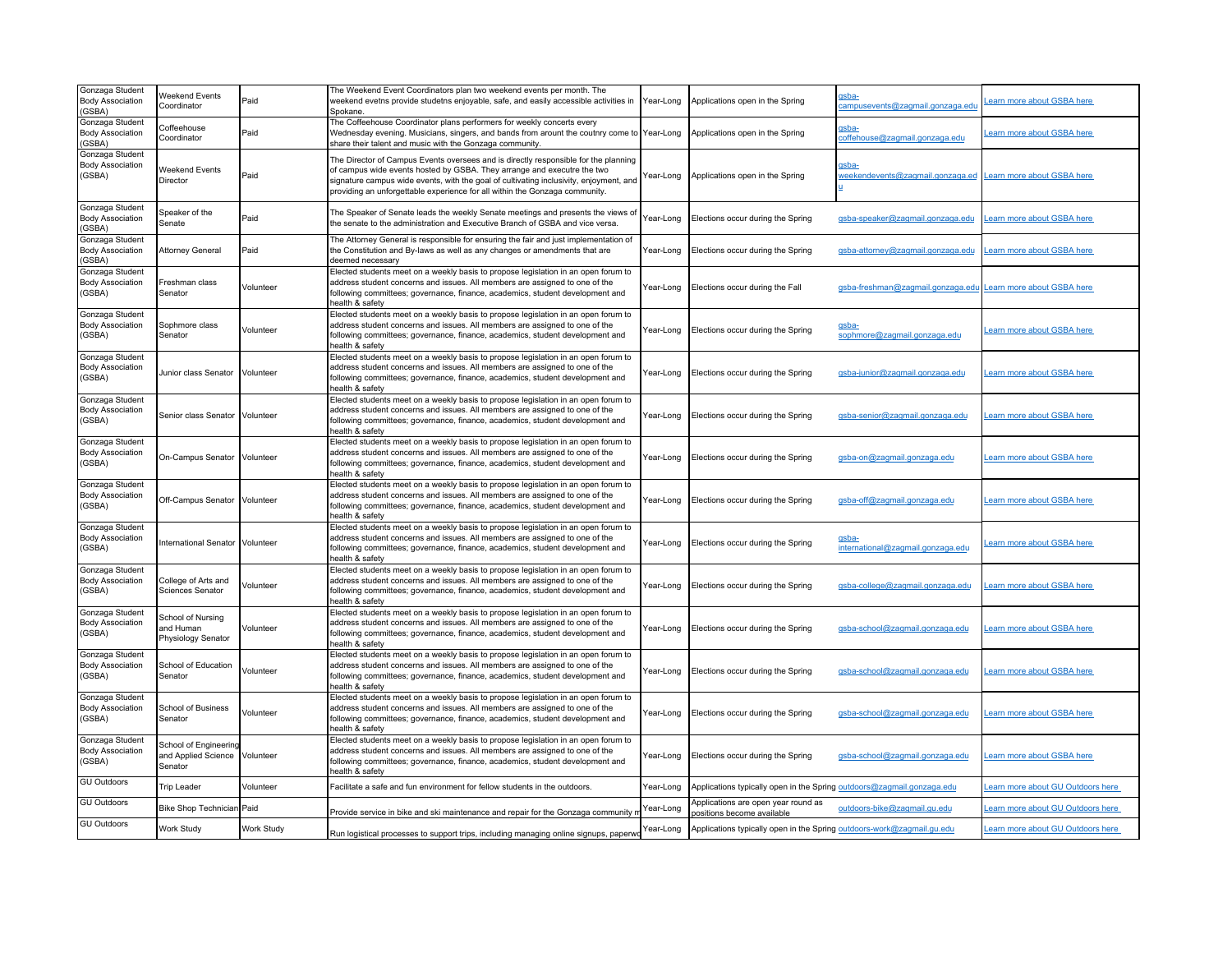| Gonzaga Student Body Association (GSBA) | Weekend Events Coordinator | Paid | The Weekend Event Coordinators plan two weekend events per month. The weekend evetns provide studetns enjoyable, safe, and easily accessible activities in Spokane. | Year-Long | Applications open in the Spring | gsba-campusevents@zagmail.gonzaga.edu | Learn more about GSBA here |
|---|---|---|---|---|---|---|---|
| Gonzaga Student Body Association (GSBA) | Coffeehouse Coordinator | Paid | The Coffeehouse Coordinator plans performers for weekly concerts every Wednesday evening. Musicians, singers, and bands from arount the coutnry come to share their talent and music with the Gonzaga community. | Year-Long | Applications open in the Spring | gsba-coffehouse@zagmail.gonzaga.edu | Learn more about GSBA here |
| Gonzaga Student Body Association (GSBA) | Weekend Events Director | Paid | The Director of Campus Events oversees and is directly responsible for the planning of campus wide events hosted by GSBA. They arrange and executre the two signature campus wide events, with the goal of cultivating inclusivity, enjoyment, and providing an unforgettable experience for all within the Gonzaga community. | Year-Long | Applications open in the Spring | gsba-weekendevents@zagmail.gonzaga.edu | Learn more about GSBA here |
| Gonzaga Student Body Association (GSBA) | Speaker of the Senate | Paid | The Speaker of Senate leads the weekly Senate meetings and presents the views of the senate to the administration and Executive Branch of GSBA and vice versa. | Year-Long | Elections occur during the Spring | gsba-speaker@zagmail.gonzaga.edu | Learn more about GSBA here |
| Gonzaga Student Body Association (GSBA) | Attorney General | Paid | The Attorney General is responsible for ensuring the fair and just implementation of the Constitution and By-laws as well as any changes or amendments that are deemed necessary | Year-Long | Elections occur during the Spring | gsba-attorney@zagmail.gonzaga.edu | Learn more about GSBA here |
| Gonzaga Student Body Association (GSBA) | Freshman class Senator | Volunteer | Elected students meet on a weekly basis to propose legislation in an open forum to address student concerns and issues. All members are assigned to one of the following committees; governance, finance, academics, student development and health & safety | Year-Long | Elections occur during the Fall | gsba-freshman@zagmail.gonzaga.edu | Learn more about GSBA here |
| Gonzaga Student Body Association (GSBA) | Sophmore class Senator | Volunteer | Elected students meet on a weekly basis to propose legislation in an open forum to address student concerns and issues. All members are assigned to one of the following committees; governance, finance, academics, student development and health & safety | Year-Long | Elections occur during the Spring | gsba-sophmore@zagmail.gonzaga.edu | Learn more about GSBA here |
| Gonzaga Student Body Association (GSBA) | Junior class Senator | Volunteer | Elected students meet on a weekly basis to propose legislation in an open forum to address student concerns and issues. All members are assigned to one of the following committees; governance, finance, academics, student development and health & safety | Year-Long | Elections occur during the Spring | gsba-junior@zagmail.gonzaga.edu | Learn more about GSBA here |
| Gonzaga Student Body Association (GSBA) | Senior class Senator | Volunteer | Elected students meet on a weekly basis to propose legislation in an open forum to address student concerns and issues. All members are assigned to one of the following committees; governance, finance, academics, student development and health & safety | Year-Long | Elections occur during the Spring | gsba-senior@zagmail.gonzaga.edu | Learn more about GSBA here |
| Gonzaga Student Body Association (GSBA) | On-Campus Senator | Volunteer | Elected students meet on a weekly basis to propose legislation in an open forum to address student concerns and issues. All members are assigned to one of the following committees; governance, finance, academics, student development and health & safety | Year-Long | Elections occur during the Spring | gsba-on@zagmail.gonzaga.edu | Learn more about GSBA here |
| Gonzaga Student Body Association (GSBA) | Off-Campus Senator | Volunteer | Elected students meet on a weekly basis to propose legislation in an open forum to address student concerns and issues. All members are assigned to one of the following committees; governance, finance, academics, student development and health & safety | Year-Long | Elections occur during the Spring | gsba-off@zagmail.gonzaga.edu | Learn more about GSBA here |
| Gonzaga Student Body Association (GSBA) | International Senator | Volunteer | Elected students meet on a weekly basis to propose legislation in an open forum to address student concerns and issues. All members are assigned to one of the following committees; governance, finance, academics, student development and health & safety | Year-Long | Elections occur during the Spring | gsba-international@zagmail.gonzaga.edu | Learn more about GSBA here |
| Gonzaga Student Body Association (GSBA) | College of Arts and Sciences Senator | Volunteer | Elected students meet on a weekly basis to propose legislation in an open forum to address student concerns and issues. All members are assigned to one of the following committees; governance, finance, academics, student development and health & safety | Year-Long | Elections occur during the Spring | gsba-college@zagmail.gonzaga.edu | Learn more about GSBA here |
| Gonzaga Student Body Association (GSBA) | School of Nursing and Human Physiology Senator | Volunteer | Elected students meet on a weekly basis to propose legislation in an open forum to address student concerns and issues. All members are assigned to one of the following committees; governance, finance, academics, student development and health & safety | Year-Long | Elections occur during the Spring | gsba-school@zagmail.gonzaga.edu | Learn more about GSBA here |
| Gonzaga Student Body Association (GSBA) | School of Education Senator | Volunteer | Elected students meet on a weekly basis to propose legislation in an open forum to address student concerns and issues. All members are assigned to one of the following committees; governance, finance, academics, student development and health & safety | Year-Long | Elections occur during the Spring | gsba-school@zagmail.gonzaga.edu | Learn more about GSBA here |
| Gonzaga Student Body Association (GSBA) | School of Business Senator | Volunteer | Elected students meet on a weekly basis to propose legislation in an open forum to address student concerns and issues. All members are assigned to one of the following committees; governance, finance, academics, student development and health & safety | Year-Long | Elections occur during the Spring | gsba-school@zagmail.gonzaga.edu | Learn more about GSBA here |
| Gonzaga Student Body Association (GSBA) | School of Engineering and Applied Science Senator | Volunteer | Elected students meet on a weekly basis to propose legislation in an open forum to address student concerns and issues. All members are assigned to one of the following committees; governance, finance, academics, student development and health & safety | Year-Long | Elections occur during the Spring | gsba-school@zagmail.gonzaga.edu | Learn more about GSBA here |
| GU Outdoors | Trip Leader | Volunteer | Facilitate a safe and fun environment for fellow students in the outdoors. | Year-Long | Applications typically open in the Spring | outdoors@zagmail.gonzaga.edu | Learn more about GU Outdoors here |
| GU Outdoors | Bike Shop Technician | Paid | Provide service in bike and ski maintenance and repair for the Gonzaga community m | Year-Long | Applications are open year round as positions become available | outdoors-bike@zagmail.gu.edu | Learn more about GU Outdoors here |
| GU Outdoors | Work Study | Work Study | Run logistical processes to support trips, including managing online signups, paperwo | Year-Long | Applications typically open in the Spring | outdoors-work@zagmail.gu.edu | Learn more about GU Outdoors here |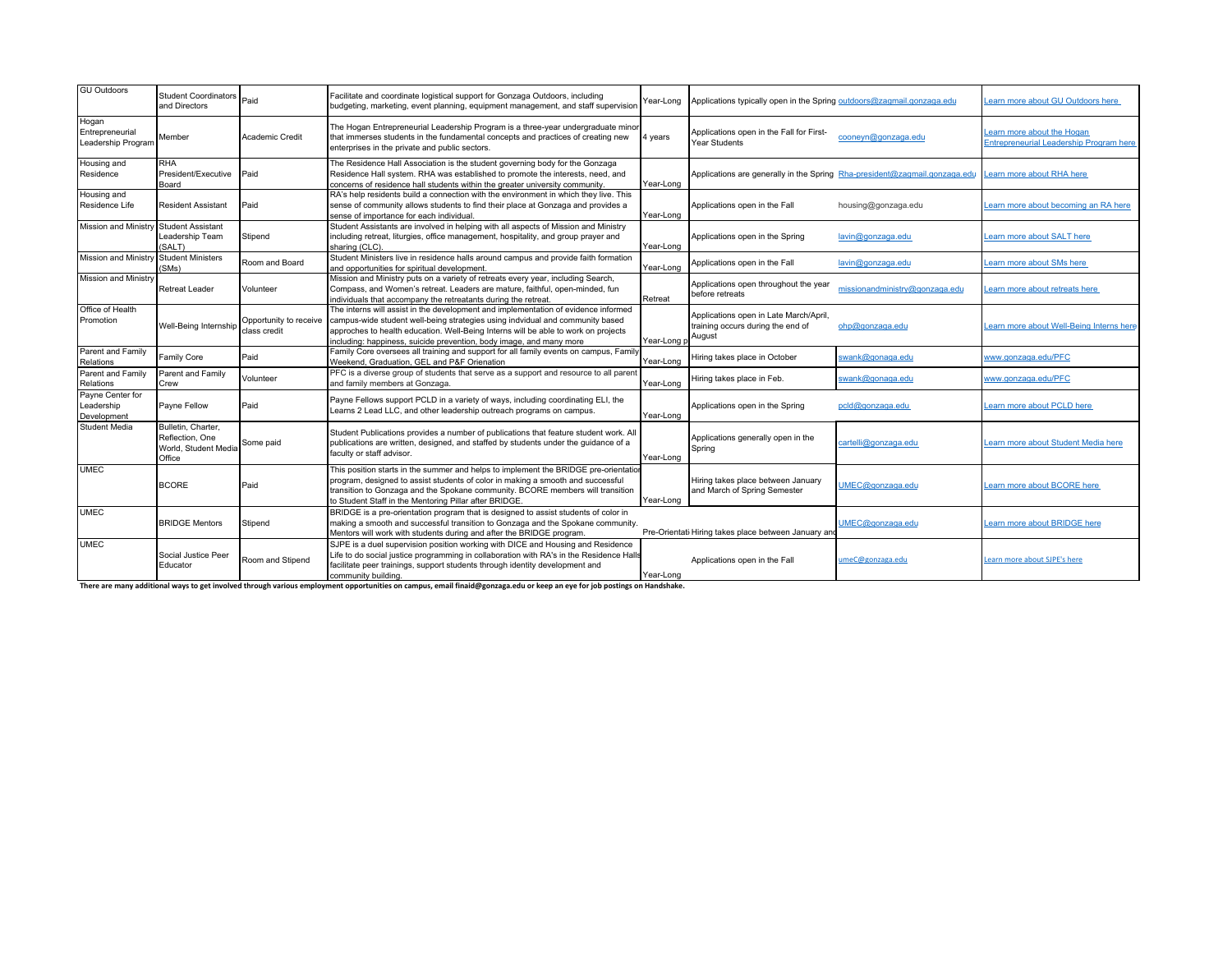| | | | | | | | |
|---|---|---|---|---|---|---|---|
| GU Outdoors | Student Coordinators and Directors | Paid | Facilitate and coordinate logistical support for Gonzaga Outdoors, including budgeting, marketing, event planning, equipment management, and staff supervision | Year-Long | Applications typically open in the Spring | outdoors@zagmail.gonzaga.edu | Learn more about GU Outdoors here |
| Hogan Entrepreneurial Leadership Program | Member | Academic Credit | The Hogan Entrepreneurial Leadership Program is a three-year undergraduate minor that immerses students in the fundamental concepts and practices of creating new enterprises in the private and public sectors. | 4 years | Applications open in the Fall for First-Year Students | cooneyn@gonzaga.edu | Learn more about the Hogan Entrepreneurial Leadership Program here |
| Housing and Residence | RHA President/Executive Board | Paid | The Residence Hall Association is the student governing body for the Gonzaga Residence Hall system. RHA was established to promote the interests, need, and concerns of residence hall students within the greater university community. | Year-Long | Applications are generally in the Spring | Rha-president@zagmail.gonzaga.edu | Learn more about RHA here |
| Housing and Residence Life | Resident Assistant | Paid | RA's help residents build a connection with the environment in which they live. This sense of community allows students to find their place at Gonzaga and provides a sense of importance for each individual. | Year-Long | Applications open in the Fall | housing@gonzaga.edu | Learn more about becoming an RA here |
| Mission and Ministry | Student Assistant Leadership Team (SALT) | Stipend | Student Assistants are involved in helping with all aspects of Mission and Ministry including retreat, liturgies, office management, hospitality, and group prayer and sharing (CLC). | Year-Long | Applications open in the Spring | lavin@gonzaga.edu | Learn more about SALT here |
| Mission and Ministry | Student Ministers (SMs) | Room and Board | Student Ministers live in residence halls around campus and provide faith formation and opportunities for spiritual development. | Year-Long | Applications open in the Fall | lavin@gonzaga.edu | Learn more about SMs here |
| Mission and Ministry | Retreat Leader | Volunteer | Mission and Ministry puts on a variety of retreats every year, including Search, Compass, and Women's retreat. Leaders are mature, faithful, open-minded, fun individuals that accompany the retreatants during the retreat. | Retreat | Applications open throughout the year before retreats | missionandministry@gonzaga.edu | Learn more about retreats here |
| Office of Health Promotion | Well-Being Internship | Opportunity to receive class credit | The interns will assist in the development and implementation of evidence informed campus-wide student well-being strategies using indvidual and community based approches to health education. Well-Being Interns will be able to work on projects including: happiness, suicide prevention, body image, and many more | Year-Long p | Applications open in Late March/April, training occurs during the end of August | ohp@gonzaga.edu | Learn more about Well-Being Interns here |
| Parent and Family Relations | Family Core | Paid | Family Core oversees all training and support for all family events on campus, Family Weekend, Graduation, GEL and P&F Orienation | Year-Long | Hiring takes place in October | swank@gonaga.edu | www.gonzaga.edu/PFC |
| Parent and Family Relations | Parent and Family Crew | Volunteer | PFC is a diverse group of students that serve as a support and resource to all parent and family members at Gonzaga. | Year-Long | Hiring takes place in Feb. | swank@gonaga.edu | www.gonzaga.edu/PFC |
| Payne Center for Leadership Development | Payne Fellow | Paid | Payne Fellows support PCLD in a variety of ways, including coordinating ELI, the Learns 2 Lead LLC, and other leadership outreach programs on campus. | Year-Long | Applications open in the Spring | pcld@gonzaga.edu | Learn more about PCLD here |
| Student Media | Bulletin, Charter, Reflection, One World, Student Media Office | Some paid | Student Publications provides a number of publications that feature student work. All publications are written, designed, and staffed by students under the guidance of a faculty or staff advisor. | Year-Long | Applications generally open in the Spring | cartelli@gonzaga.edu | Learn more about Student Media here |
| UMEC | BCORE | Paid | This position starts in the summer and helps to implement the BRIDGE pre-orientation program, designed to assist students of color in making a smooth and successful transition to Gonzaga and the Spokane community. BCORE members will transition to Student Staff in the Mentoring Pillar after BRIDGE. | Year-Long | Hiring takes place between January and March of Spring Semester | UMEC@gonzaga.edu | Learn more about BCORE here |
| UMEC | BRIDGE Mentors | Stipend | BRIDGE is a pre-orientation program that is designed to assist students of color in making a smooth and successful transition to Gonzaga and the Spokane community. Mentors will work with students during and after the BRIDGE program. | Pre-Orientati | Hiring takes place between January and | UMEC@gonzaga.edu | Learn more about BRIDGE here |
| UMEC | Social Justice Peer Educator | Room and Stipend | SJPE is a duel supervision position working with DICE and Housing and Residence Life to do social justice programming in collaboration with RA's in the Residence Halls facilitate peer trainings, support students through identity development and community building. | Year-Long | Applications open in the Fall | umeC@gonzaga.edu | Learn more about SJPE's here |

**There are many additional ways to get involved through various employment opportunities on campus, email finaid@gonzaga.edu or keep an eye for job postings on Handshake.**